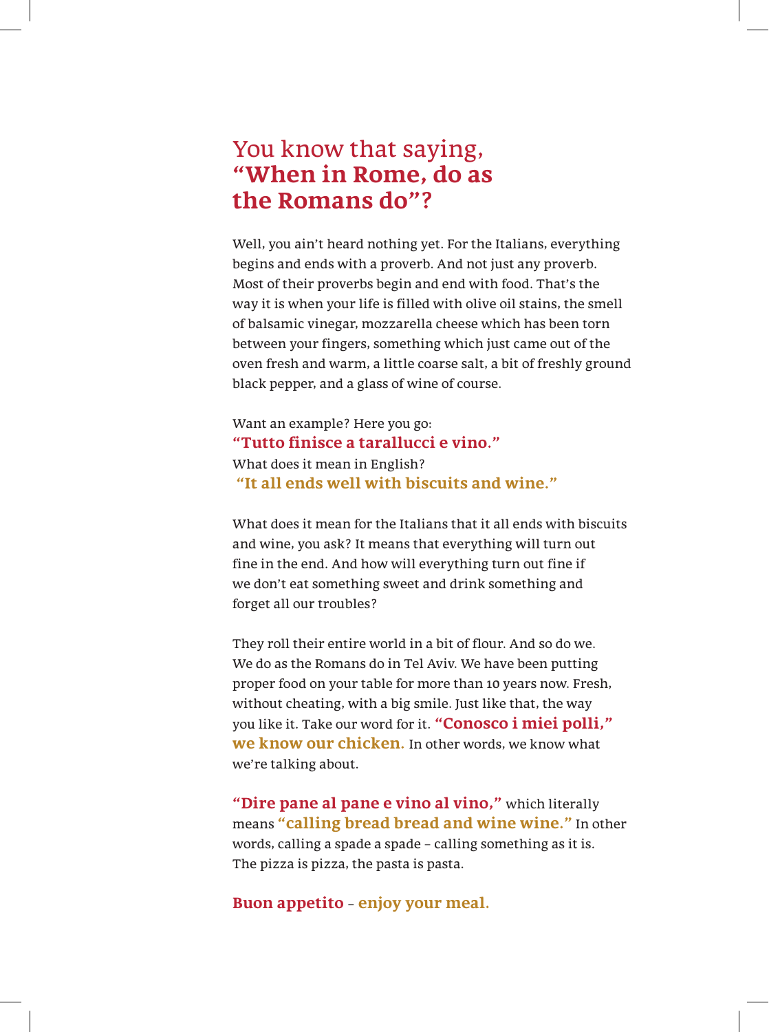# You know that saying, **"When in Rome, do as the Romans do"?**

Well, you ain't heard nothing yet. For the Italians, everything begins and ends with a proverb. And not just any proverb. Most of their proverbs begin and end with food. That's the way it is when your life is filled with olive oil stains, the smell of balsamic vinegar, mozzarella cheese which has been torn between your fingers, something which just came out of the oven fresh and warm, a little coarse salt, a bit of freshly ground black pepper, and a glass of wine of course.

Want an example? Here you go:
**"Tutto finisce a tarallucci e vino."**
What does it mean in English?
**"It all ends well with biscuits and wine."**

What does it mean for the Italians that it all ends with biscuits and wine, you ask? It means that everything will turn out fine in the end. And how will everything turn out fine if we don't eat something sweet and drink something and forget all our troubles?

They roll their entire world in a bit of flour. And so do we. We do as the Romans do in Tel Aviv. We have been putting proper food on your table for more than 10 years now. Fresh, without cheating, with a big smile. Just like that, the way you like it. Take our word for it. **"Conosco i miei polli," we know our chicken.** In other words, we know what we're talking about.

**"Dire pane al pane e vino al vino,"** which literally means **"calling bread bread and wine wine."** In other words, calling a spade a spade – calling something as it is. The pizza is pizza, the pasta is pasta.

**Buon appetito – enjoy your meal.**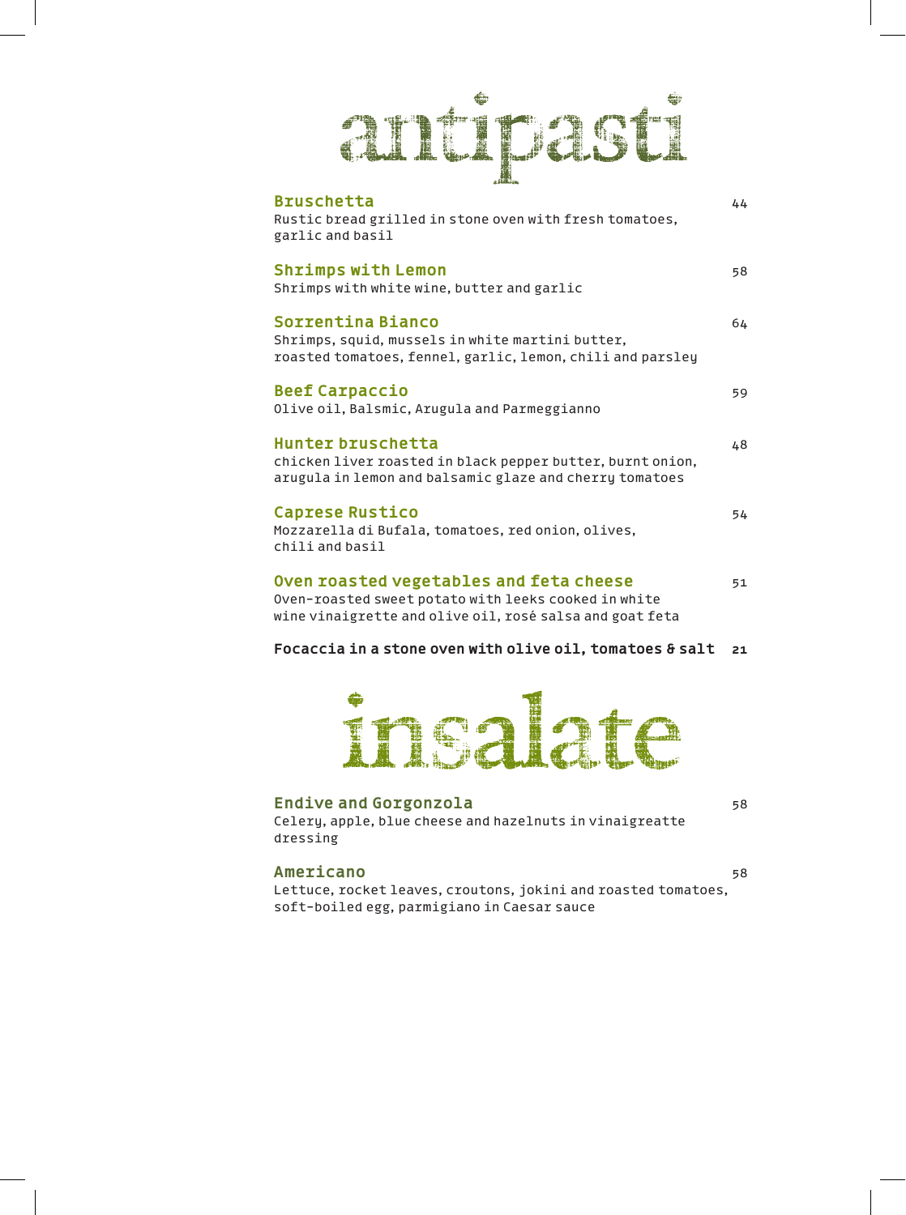# antipasti

**Bruschetta** 44
Rustic bread grilled in stone oven with fresh tomatoes, garlic and basil

**Shrimps with Lemon** 58
Shrimps with white wine, butter and garlic

**Sorrentina Bianco** 64
Shrimps, squid, mussels in white martini butter, roasted tomatoes, fennel, garlic, lemon, chili and parsley

**Beef Carpaccio** 59
Olive oil, Balsmic, Arugula and Parmeggianno

**Hunter bruschetta** 48
chicken liver roasted in black pepper butter, burnt onion, arugula in lemon and balsamic glaze and cherry tomatoes

**Caprese Rustico** 54
Mozzarella di Bufala, tomatoes, red onion, olives, chili and basil

**Oven roasted vegetables and feta cheese** 51
Oven-roasted sweet potato with leeks cooked in white wine vinaigrette and olive oil, rosé salsa and goat feta

**Focaccia in a stone oven with olive oil, tomatoes & salt** 21

# insalate

**Endive and Gorgonzola** 58
Celery, apple, blue cheese and hazelnuts in vinaigreatte dressing

**Americano** 58
Lettuce, rocket leaves, croutons, jokini and roasted tomatoes, soft-boiled egg, parmigiano in Caesar sauce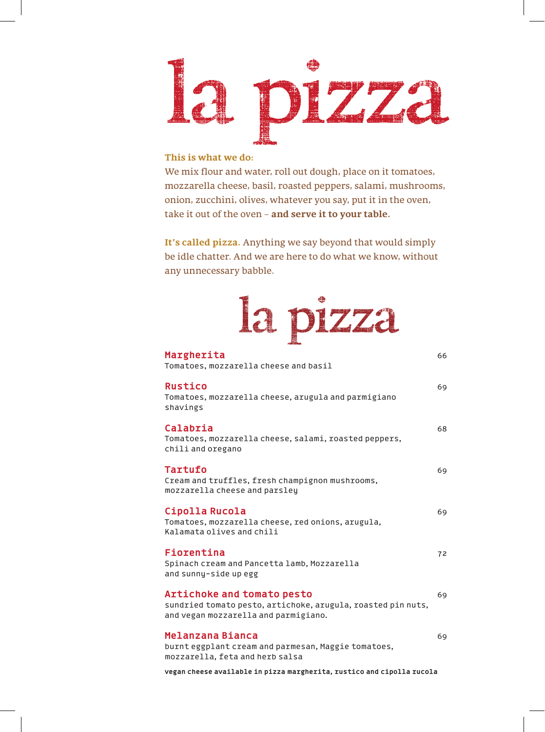# la pizza

**This is what we do:**

We mix flour and water, roll out dough, place on it tomatoes, mozzarella cheese, basil, roasted peppers, salami, mushrooms, onion, zucchini, olives, whatever you say, put it in the oven, take it out of the oven – **and serve it to your table.**

**It's called pizza.** Anything we say beyond that would simply be idle chatter. And we are here to do what we know, without any unnecessary babble.

## la pizza

**Margherita** — 66
Tomatoes, mozzarella cheese and basil

**Rustico** — 69
Tomatoes, mozzarella cheese, arugula and parmigiano shavings

**Calabria** — 68
Tomatoes, mozzarella cheese, salami, roasted peppers, chili and oregano

**Tartufo** — 69
Cream and truffles, fresh champignon mushrooms, mozzarella cheese and parsley

**Cipolla Rucola** — 69
Tomatoes, mozzarella cheese, red onions, arugula, Kalamata olives and chili

**Fiorentina** — 72
Spinach cream and Pancetta lamb, Mozzarella and sunny-side up egg

**Artichoke and tomato pesto** — 69
sundried tomato pesto, artichoke, arugula, roasted pin nuts, and vegan mozzarella and parmigiano.

**Melanzana Bianca** — 69
burnt eggplant cream and parmesan, Maggie tomatoes, mozzarella, feta and herb salsa

**vegan cheese available in pizza margherita, rustico and cipolla rucola**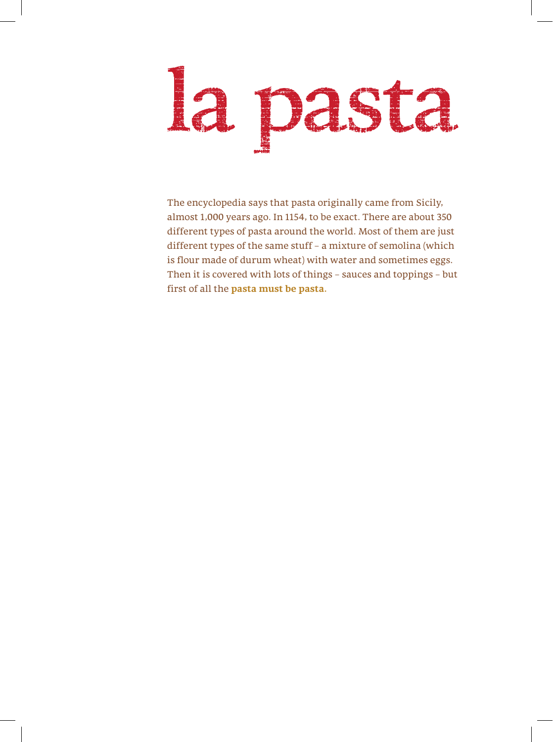# la pasta

The encyclopedia says that pasta originally came from Sicily, almost 1,000 years ago. In 1154, to be exact. There are about 350 different types of pasta around the world. Most of them are just different types of the same stuff – a mixture of semolina (which is flour made of durum wheat) with water and sometimes eggs. Then it is covered with lots of things – sauces and toppings – but first of all the **pasta must be pasta**.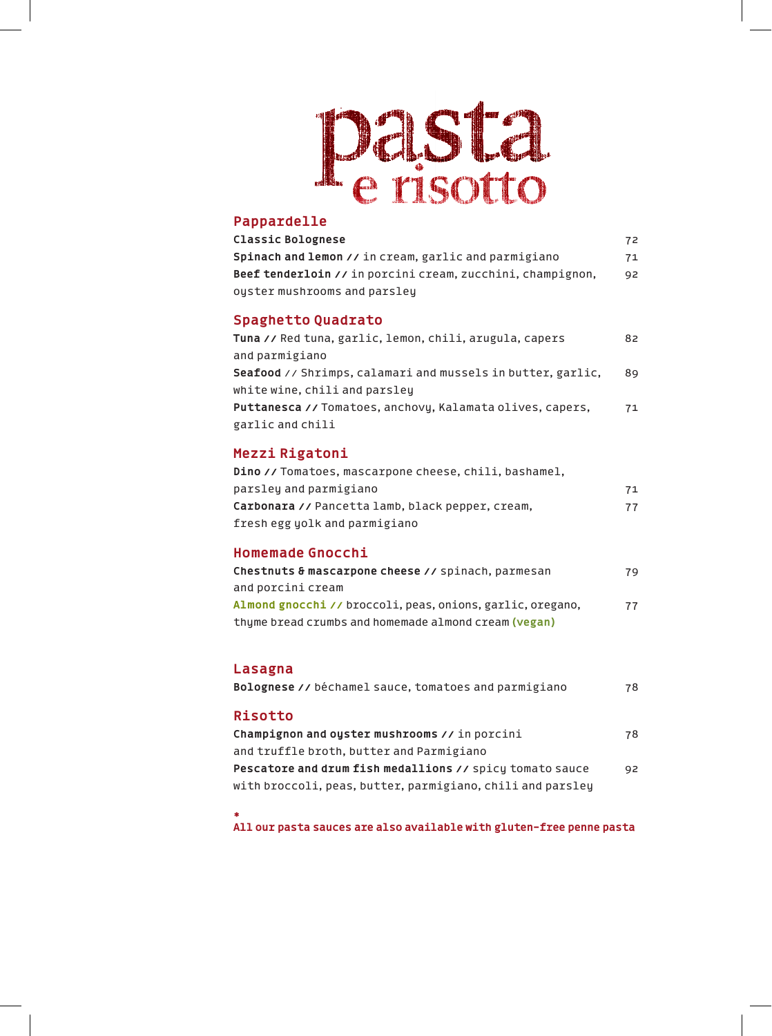# pasta e risotto

## Pappardelle

**Classic Bolognese** 72

**Spinach and lemon //** in cream, garlic and parmigiano 71

**Beef tenderloin //** in porcini cream, zucchini, champignon, oyster mushrooms and parsley 92

## Spaghetto Quadrato

**Tuna //** Red tuna, garlic, lemon, chili, arugula, capers and parmigiano 82

**Seafood //** Shrimps, calamari and mussels in butter, garlic, white wine, chili and parsley 89

**Puttanesca //** Tomatoes, anchovy, Kalamata olives, capers, garlic and chili 71

## Mezzi Rigatoni

**Dino //** Tomatoes, mascarpone cheese, chili, bashamel, parsley and parmigiano 71

**Carbonara //** Pancetta lamb, black pepper, cream, fresh egg yolk and parmigiano 77

## Homemade Gnocchi

**Chestnuts & mascarpone cheese //** spinach, parmesan and porcini cream 79

**Almond gnocchi //** broccoli, peas, onions, garlic, oregano, thyme bread crumbs and homemade almond cream **(vegan)** 77

## Lasagna

**Bolognese //** béchamel sauce, tomatoes and parmigiano 78

## Risotto

**Champignon and oyster mushrooms //** in porcini and truffle broth, butter and Parmigiano 78

**Pescatore and drum fish medallions //** spicy tomato sauce with broccoli, peas, butter, parmigiano, chili and parsley 92

*

**All our pasta sauces are also available with gluten-free penne pasta**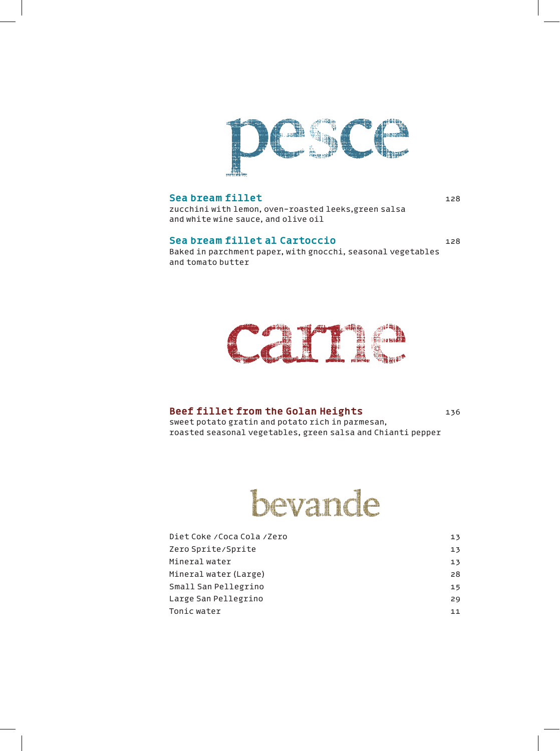# pesce

**Sea bream fillet** 128

zucchini with lemon, oven-roasted leeks,green salsa and white wine sauce, and olive oil

**Sea bream fillet al Cartoccio** 128

Baked in parchment paper, with gnocchi, seasonal vegetables and tomato butter

# carne

**Beef fillet from the Golan Heights** 136

sweet potato gratin and potato rich in parmesan, roasted seasonal vegetables, green salsa and Chianti pepper

# bevande

| | |
|---|---|
| Diet Coke / Coca Cola / Zero | 13 |
| Zero Sprite/Sprite | 13 |
| Mineral water | 13 |
| Mineral water (Large) | 28 |
| Small San Pellegrino | 15 |
| Large San Pellegrino | 29 |
| Tonic water | 11 |